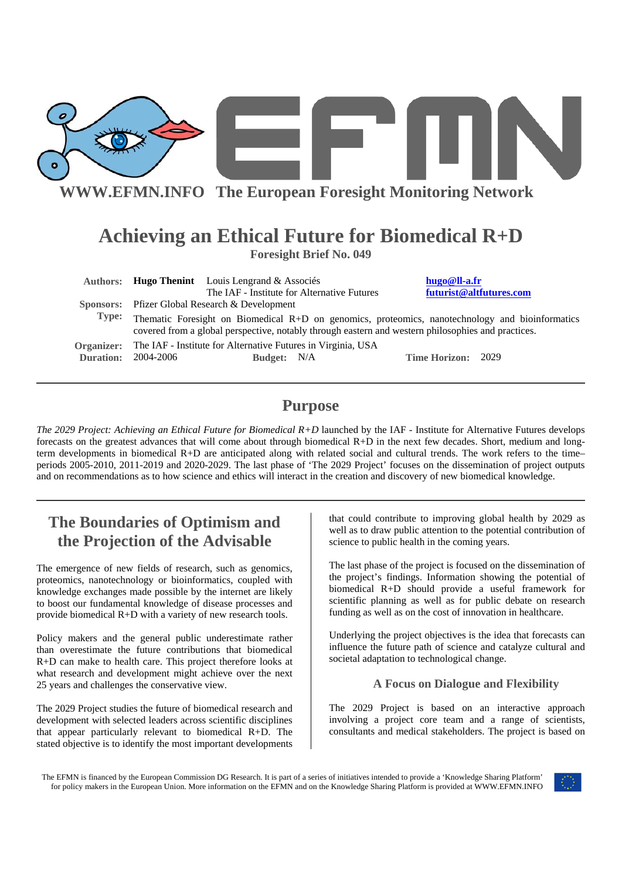**WWW.EFMN.INFO The European Foresight Monitoring Network**

# Achieving an Ethical Future for Biomedical R+D

**Foresight Brief No. 049**

| | | | |
|---|---|---|---|
| **Authors:** | **Hugo Thenint** | Louis Lengrand & Associés | hugo@ll-a.fr |
| | | The IAF - Institute for Alternative Futures | futurist@altfutures.com |
| **Sponsors:** | Pfizer Global Research & Development | | |
| **Type:** | Thematic Foresight on Biomedical R+D on genomics, proteomics, nanotechnology and bioinformatics covered from a global perspective, notably through eastern and western philosophies and practices. | | |
| **Organizer:** | The IAF - Institute for Alternative Futures in Virginia, USA | | |
| **Duration:** | 2004-2006 | **Budget:** N/A | **Time Horizon:** 2029 |

## Purpose

*The 2029 Project: Achieving an Ethical Future for Biomedical R+D* launched by the IAF - Institute for Alternative Futures develops forecasts on the greatest advances that will come about through biomedical R+D in the next few decades. Short, medium and long-term developments in biomedical R+D are anticipated along with related social and cultural trends. The work refers to the time–periods 2005-2010, 2011-2019 and 2020-2029. The last phase of 'The 2029 Project' focuses on the dissemination of project outputs and on recommendations as to how science and ethics will interact in the creation and discovery of new biomedical knowledge.

## The Boundaries of Optimism and the Projection of the Advisable

The emergence of new fields of research, such as genomics, proteomics, nanotechnology or bioinformatics, coupled with knowledge exchanges made possible by the internet are likely to boost our fundamental knowledge of disease processes and provide biomedical R+D with a variety of new research tools.

Policy makers and the general public underestimate rather than overestimate the future contributions that biomedical R+D can make to health care. This project therefore looks at what research and development might achieve over the next 25 years and challenges the conservative view.

The 2029 Project studies the future of biomedical research and development with selected leaders across scientific disciplines that appear particularly relevant to biomedical R+D. The stated objective is to identify the most important developments that could contribute to improving global health by 2029 as well as to draw public attention to the potential contribution of science to public health in the coming years.

The last phase of the project is focused on the dissemination of the project's findings. Information showing the potential of biomedical R+D should provide a useful framework for scientific planning as well as for public debate on research funding as well as on the cost of innovation in healthcare.

Underlying the project objectives is the idea that forecasts can influence the future path of science and catalyze cultural and societal adaptation to technological change.

### A Focus on Dialogue and Flexibility

The 2029 Project is based on an interactive approach involving a project core team and a range of scientists, consultants and medical stakeholders. The project is based on

The EFMN is financed by the European Commission DG Research. It is part of a series of initiatives intended to provide a 'Knowledge Sharing Platform' for policy makers in the European Union. More information on the EFMN and on the Knowledge Sharing Platform is provided at WWW.EFMN.INFO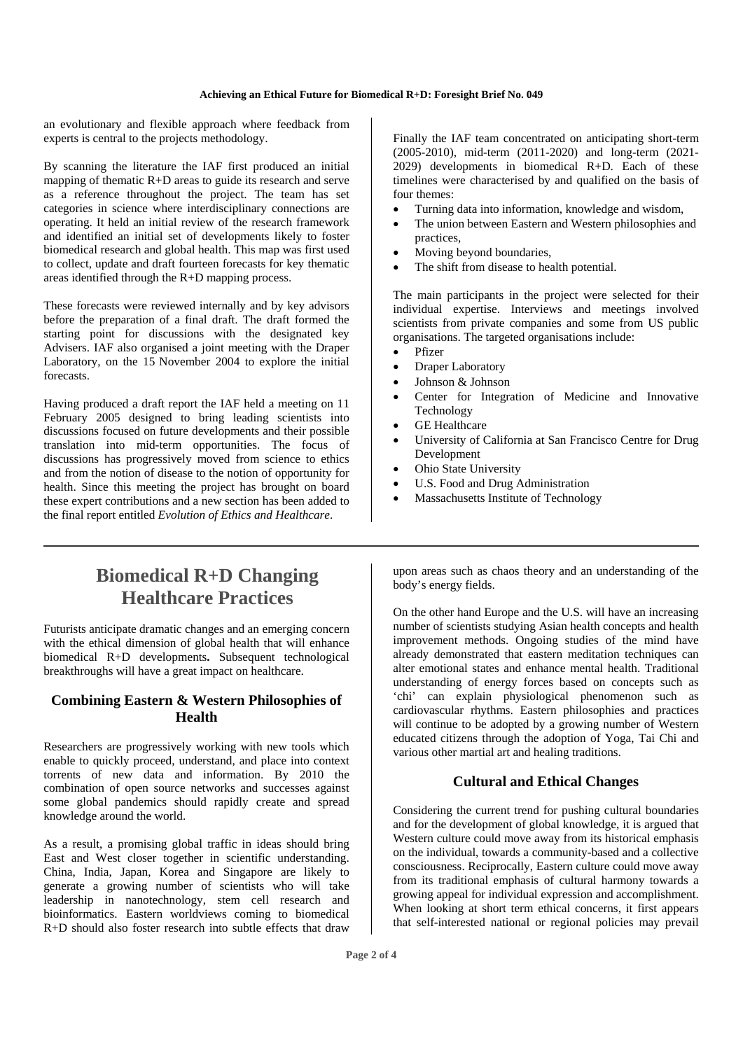an evolutionary and flexible approach where feedback from experts is central to the projects methodology.

By scanning the literature the IAF first produced an initial mapping of thematic R+D areas to guide its research and serve as a reference throughout the project. The team has set categories in science where interdisciplinary connections are operating. It held an initial review of the research framework and identified an initial set of developments likely to foster biomedical research and global health. This map was first used to collect, update and draft fourteen forecasts for key thematic areas identified through the R+D mapping process.

These forecasts were reviewed internally and by key advisors before the preparation of a final draft. The draft formed the starting point for discussions with the designated key Advisers. IAF also organised a joint meeting with the Draper Laboratory, on the 15 November 2004 to explore the initial forecasts.

Having produced a draft report the IAF held a meeting on 11 February 2005 designed to bring leading scientists into discussions focused on future developments and their possible translation into mid-term opportunities. The focus of discussions has progressively moved from science to ethics and from the notion of disease to the notion of opportunity for health. Since this meeting the project has brought on board these expert contributions and a new section has been added to the final report entitled *Evolution of Ethics and Healthcare*.

Finally the IAF team concentrated on anticipating short-term (2005-2010), mid-term (2011-2020) and long-term (2021-2029) developments in biomedical R+D. Each of these timelines were characterised by and qualified on the basis of four themes:

- Turning data into information, knowledge and wisdom,
- The union between Eastern and Western philosophies and practices,
- Moving beyond boundaries,
- The shift from disease to health potential.

The main participants in the project were selected for their individual expertise. Interviews and meetings involved scientists from private companies and some from US public organisations. The targeted organisations include:

- Pfizer
- Draper Laboratory
- Johnson & Johnson
- Center for Integration of Medicine and Innovative Technology
- GE Healthcare
- University of California at San Francisco Centre for Drug Development
- Ohio State University
- U.S. Food and Drug Administration
- Massachusetts Institute of Technology

# Biomedical R+D Changing Healthcare Practices

Futurists anticipate dramatic changes and an emerging concern with the ethical dimension of global health that will enhance biomedical R+D developments**.** Subsequent technological breakthroughs will have a great impact on healthcare.

## Combining Eastern & Western Philosophies of Health

Researchers are progressively working with new tools which enable to quickly proceed, understand, and place into context torrents of new data and information. By 2010 the combination of open source networks and successes against some global pandemics should rapidly create and spread knowledge around the world.

As a result, a promising global traffic in ideas should bring East and West closer together in scientific understanding. China, India, Japan, Korea and Singapore are likely to generate a growing number of scientists who will take leadership in nanotechnology, stem cell research and bioinformatics. Eastern worldviews coming to biomedical R+D should also foster research into subtle effects that draw upon areas such as chaos theory and an understanding of the body's energy fields.

On the other hand Europe and the U.S. will have an increasing number of scientists studying Asian health concepts and health improvement methods. Ongoing studies of the mind have already demonstrated that eastern meditation techniques can alter emotional states and enhance mental health. Traditional understanding of energy forces based on concepts such as 'chi' can explain physiological phenomenon such as cardiovascular rhythms. Eastern philosophies and practices will continue to be adopted by a growing number of Western educated citizens through the adoption of Yoga, Tai Chi and various other martial art and healing traditions.

## Cultural and Ethical Changes

Considering the current trend for pushing cultural boundaries and for the development of global knowledge, it is argued that Western culture could move away from its historical emphasis on the individual, towards a community-based and a collective consciousness. Reciprocally, Eastern culture could move away from its traditional emphasis of cultural harmony towards a growing appeal for individual expression and accomplishment. When looking at short term ethical concerns, it first appears that self-interested national or regional policies may prevail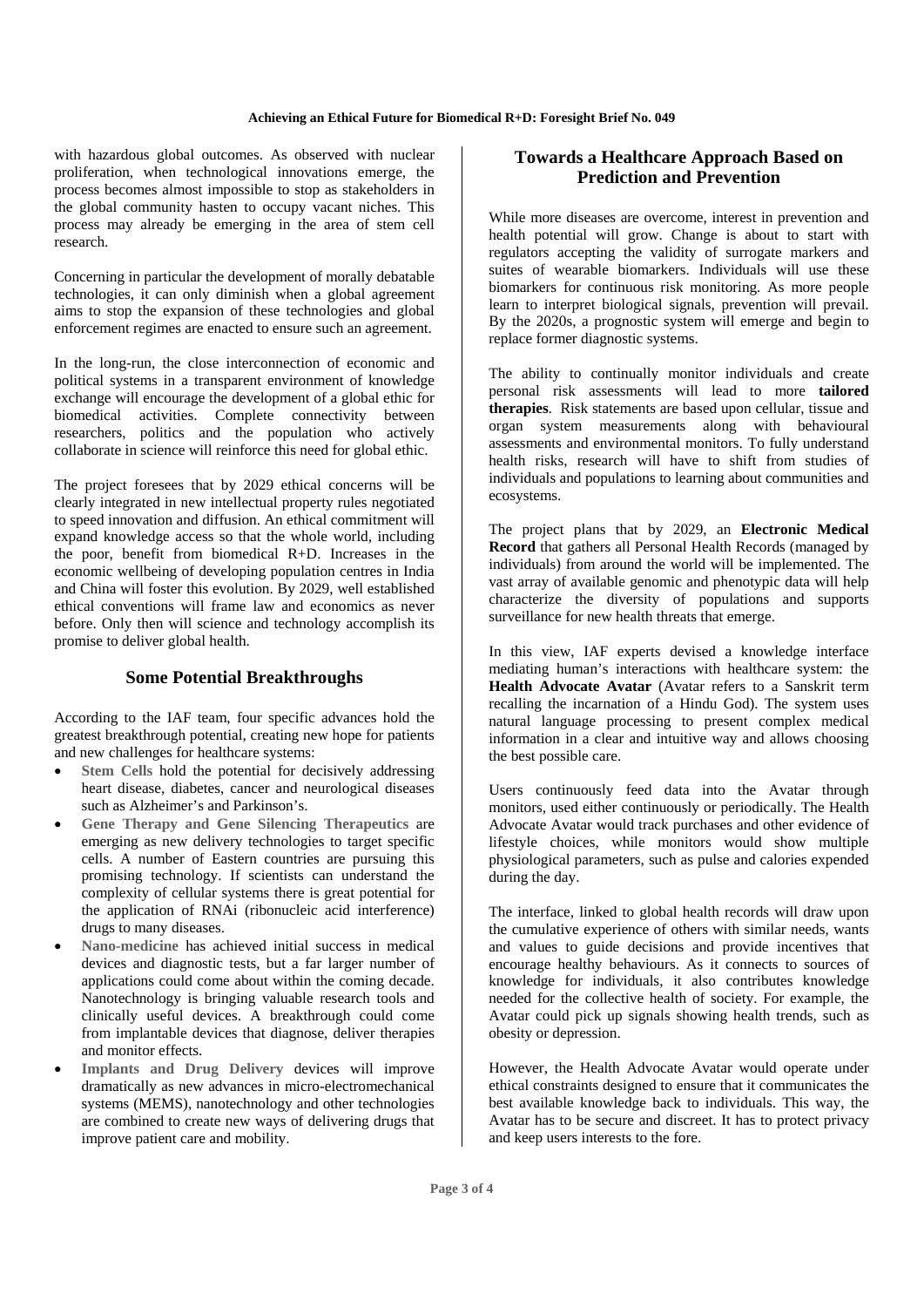with hazardous global outcomes. As observed with nuclear proliferation, when technological innovations emerge, the process becomes almost impossible to stop as stakeholders in the global community hasten to occupy vacant niches. This process may already be emerging in the area of stem cell research.

Concerning in particular the development of morally debatable technologies, it can only diminish when a global agreement aims to stop the expansion of these technologies and global enforcement regimes are enacted to ensure such an agreement.

In the long-run, the close interconnection of economic and political systems in a transparent environment of knowledge exchange will encourage the development of a global ethic for biomedical activities. Complete connectivity between researchers, politics and the population who actively collaborate in science will reinforce this need for global ethic.

The project foresees that by 2029 ethical concerns will be clearly integrated in new intellectual property rules negotiated to speed innovation and diffusion. An ethical commitment will expand knowledge access so that the whole world, including the poor, benefit from biomedical R+D. Increases in the economic wellbeing of developing population centres in India and China will foster this evolution. By 2029, well established ethical conventions will frame law and economics as never before. Only then will science and technology accomplish its promise to deliver global health.

## Some Potential Breakthroughs

According to the IAF team, four specific advances hold the greatest breakthrough potential, creating new hope for patients and new challenges for healthcare systems:

- **Stem Cells** hold the potential for decisively addressing heart disease, diabetes, cancer and neurological diseases such as Alzheimer's and Parkinson's.
- **Gene Therapy and Gene Silencing Therapeutics** are emerging as new delivery technologies to target specific cells. A number of Eastern countries are pursuing this promising technology. If scientists can understand the complexity of cellular systems there is great potential for the application of RNAi (ribonucleic acid interference) drugs to many diseases.
- **Nano-medicine** has achieved initial success in medical devices and diagnostic tests, but a far larger number of applications could come about within the coming decade. Nanotechnology is bringing valuable research tools and clinically useful devices. A breakthrough could come from implantable devices that diagnose, deliver therapies and monitor effects.
- **Implants and Drug Delivery** devices will improve dramatically as new advances in micro-electromechanical systems (MEMS), nanotechnology and other technologies are combined to create new ways of delivering drugs that improve patient care and mobility.

## Towards a Healthcare Approach Based on Prediction and Prevention

While more diseases are overcome, interest in prevention and health potential will grow. Change is about to start with regulators accepting the validity of surrogate markers and suites of wearable biomarkers. Individuals will use these biomarkers for continuous risk monitoring. As more people learn to interpret biological signals, prevention will prevail. By the 2020s, a prognostic system will emerge and begin to replace former diagnostic systems.

The ability to continually monitor individuals and create personal risk assessments will lead to more **tailored therapies**. Risk statements are based upon cellular, tissue and organ system measurements along with behavioural assessments and environmental monitors. To fully understand health risks, research will have to shift from studies of individuals and populations to learning about communities and ecosystems.

The project plans that by 2029, an **Electronic Medical Record** that gathers all Personal Health Records (managed by individuals) from around the world will be implemented. The vast array of available genomic and phenotypic data will help characterize the diversity of populations and supports surveillance for new health threats that emerge.

In this view, IAF experts devised a knowledge interface mediating human's interactions with healthcare system: the **Health Advocate Avatar** (Avatar refers to a Sanskrit term recalling the incarnation of a Hindu God). The system uses natural language processing to present complex medical information in a clear and intuitive way and allows choosing the best possible care.

Users continuously feed data into the Avatar through monitors, used either continuously or periodically. The Health Advocate Avatar would track purchases and other evidence of lifestyle choices, while monitors would show multiple physiological parameters, such as pulse and calories expended during the day.

The interface, linked to global health records will draw upon the cumulative experience of others with similar needs, wants and values to guide decisions and provide incentives that encourage healthy behaviours. As it connects to sources of knowledge for individuals, it also contributes knowledge needed for the collective health of society. For example, the Avatar could pick up signals showing health trends, such as obesity or depression.

However, the Health Advocate Avatar would operate under ethical constraints designed to ensure that it communicates the best available knowledge back to individuals. This way, the Avatar has to be secure and discreet. It has to protect privacy and keep users interests to the fore.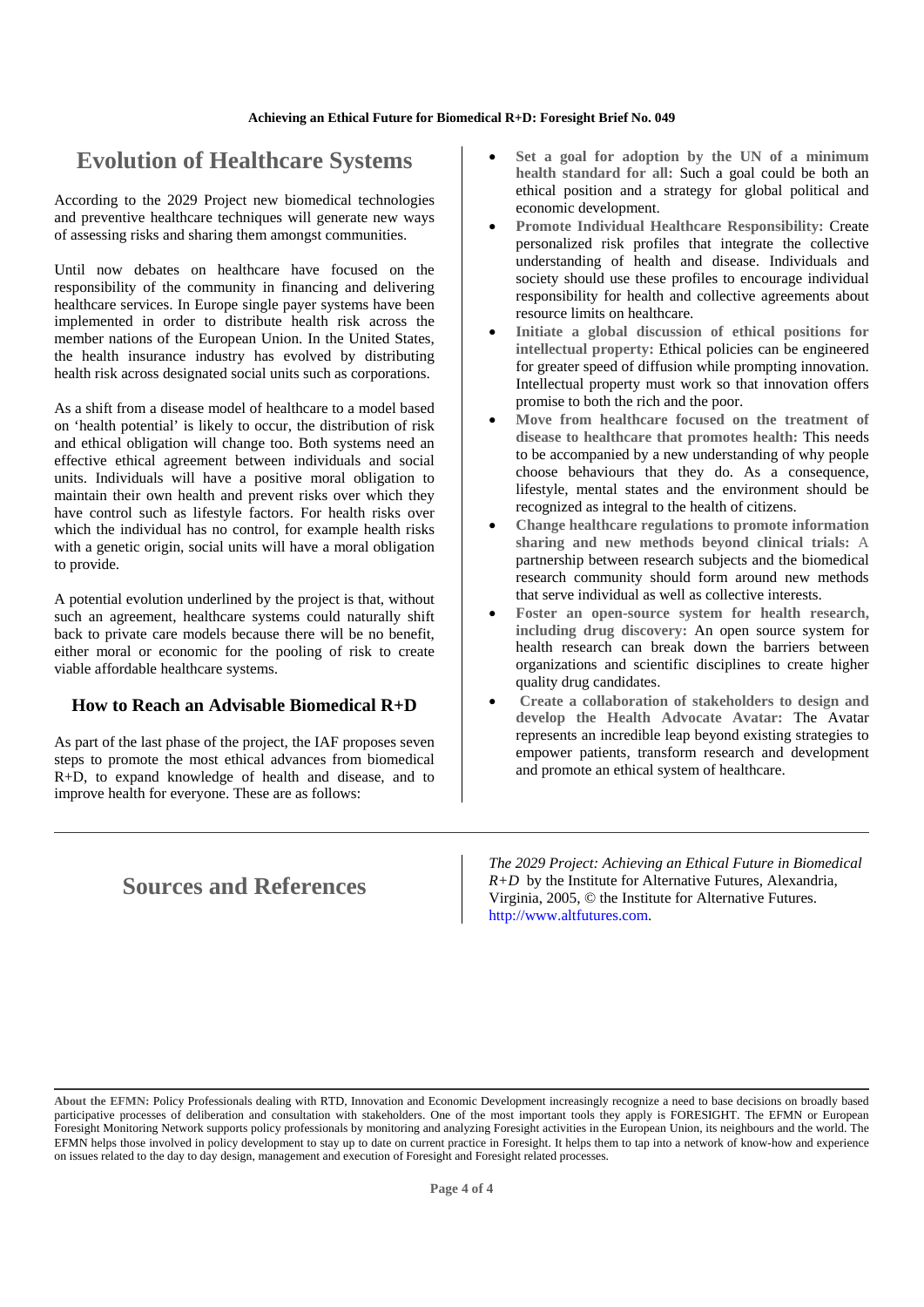# Evolution of Healthcare Systems

According to the 2029 Project new biomedical technologies and preventive healthcare techniques will generate new ways of assessing risks and sharing them amongst communities.

Until now debates on healthcare have focused on the responsibility of the community in financing and delivering healthcare services. In Europe single payer systems have been implemented in order to distribute health risk across the member nations of the European Union. In the United States, the health insurance industry has evolved by distributing health risk across designated social units such as corporations.

As a shift from a disease model of healthcare to a model based on 'health potential' is likely to occur, the distribution of risk and ethical obligation will change too. Both systems need an effective ethical agreement between individuals and social units. Individuals will have a positive moral obligation to maintain their own health and prevent risks over which they have control such as lifestyle factors. For health risks over which the individual has no control, for example health risks with a genetic origin, social units will have a moral obligation to provide.

A potential evolution underlined by the project is that, without such an agreement, healthcare systems could naturally shift back to private care models because there will be no benefit, either moral or economic for the pooling of risk to create viable affordable healthcare systems.

## How to Reach an Advisable Biomedical R+D

As part of the last phase of the project, the IAF proposes seven steps to promote the most ethical advances from biomedical R+D, to expand knowledge of health and disease, and to improve health for everyone. These are as follows:

- **Set a goal for adoption by the UN of a minimum health standard for all:** Such a goal could be both an ethical position and a strategy for global political and economic development.
- **Promote Individual Healthcare Responsibility:** Create personalized risk profiles that integrate the collective understanding of health and disease. Individuals and society should use these profiles to encourage individual responsibility for health and collective agreements about resource limits on healthcare.
- **Initiate a global discussion of ethical positions for intellectual property:** Ethical policies can be engineered for greater speed of diffusion while prompting innovation. Intellectual property must work so that innovation offers promise to both the rich and the poor.
- **Move from healthcare focused on the treatment of disease to healthcare that promotes health:** This needs to be accompanied by a new understanding of why people choose behaviours that they do. As a consequence, lifestyle, mental states and the environment should be recognized as integral to the health of citizens.
- **Change healthcare regulations to promote information sharing and new methods beyond clinical trials:** A partnership between research subjects and the biomedical research community should form around new methods that serve individual as well as collective interests.
- **Foster an open-source system for health research, including drug discovery:** An open source system for health research can break down the barriers between organizations and scientific disciplines to create higher quality drug candidates.
- **Create a collaboration of stakeholders to design and develop the Health Advocate Avatar:** The Avatar represents an incredible leap beyond existing strategies to empower patients, transform research and development and promote an ethical system of healthcare.

# Sources and References

*The 2029 Project: Achieving an Ethical Future in Biomedical R+D* by the Institute for Alternative Futures, Alexandria, Virginia, 2005, © the Institute for Alternative Futures. http://www.altfutures.com.

**About the EFMN:** Policy Professionals dealing with RTD, Innovation and Economic Development increasingly recognize a need to base decisions on broadly based participative processes of deliberation and consultation with stakeholders. One of the most important tools they apply is FORESIGHT. The EFMN or European Foresight Monitoring Network supports policy professionals by monitoring and analyzing Foresight activities in the European Union, its neighbours and the world. The EFMN helps those involved in policy development to stay up to date on current practice in Foresight. It helps them to tap into a network of know-how and experience on issues related to the day to day design, management and execution of Foresight and Foresight related processes.